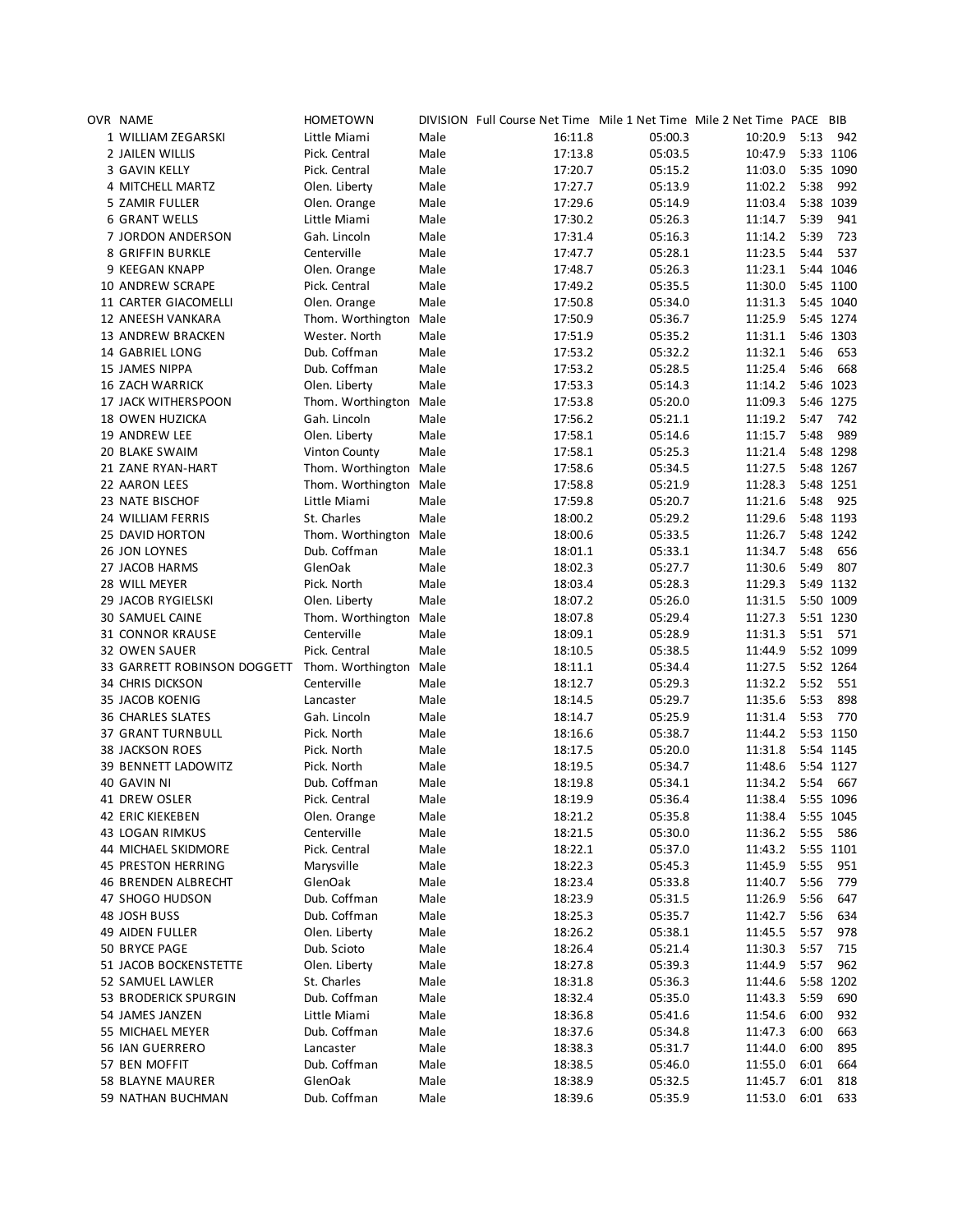| OVR | NAME | HOMETOWN | DIVISION | Full Course Net Time | Mile 1 Net Time | Mile 2 Net Time | PACE | BIB |
|---|---|---|---|---|---|---|---|---|
| 1 | WILLIAM ZEGARSKI | Little Miami | Male | 16:11.8 | 05:00.3 | 10:20.9 | 5:13 | 942 |
| 2 | JAILEN WILLIS | Pick. Central | Male | 17:13.8 | 05:03.5 | 10:47.9 | 5:33 | 1106 |
| 3 | GAVIN KELLY | Pick. Central | Male | 17:20.7 | 05:15.2 | 11:03.0 | 5:35 | 1090 |
| 4 | MITCHELL MARTZ | Olen. Liberty | Male | 17:27.7 | 05:13.9 | 11:02.2 | 5:38 | 992 |
| 5 | ZAMIR FULLER | Olen. Orange | Male | 17:29.6 | 05:14.9 | 11:03.4 | 5:38 | 1039 |
| 6 | GRANT WELLS | Little Miami | Male | 17:30.2 | 05:26.3 | 11:14.7 | 5:39 | 941 |
| 7 | JORDON ANDERSON | Gah. Lincoln | Male | 17:31.4 | 05:16.3 | 11:14.2 | 5:39 | 723 |
| 8 | GRIFFIN BURKLE | Centerville | Male | 17:47.7 | 05:28.1 | 11:23.5 | 5:44 | 537 |
| 9 | KEEGAN KNAPP | Olen. Orange | Male | 17:48.7 | 05:26.3 | 11:23.1 | 5:44 | 1046 |
| 10 | ANDREW SCRAPE | Pick. Central | Male | 17:49.2 | 05:35.5 | 11:30.0 | 5:45 | 1100 |
| 11 | CARTER GIACOMELLI | Olen. Orange | Male | 17:50.8 | 05:34.0 | 11:31.3 | 5:45 | 1040 |
| 12 | ANEESH VANKARA | Thom. Worthington | Male | 17:50.9 | 05:36.7 | 11:25.9 | 5:45 | 1274 |
| 13 | ANDREW BRACKEN | Wester. North | Male | 17:51.9 | 05:35.2 | 11:31.1 | 5:46 | 1303 |
| 14 | GABRIEL LONG | Dub. Coffman | Male | 17:53.2 | 05:32.2 | 11:32.1 | 5:46 | 653 |
| 15 | JAMES NIPPA | Dub. Coffman | Male | 17:53.2 | 05:28.5 | 11:25.4 | 5:46 | 668 |
| 16 | ZACH WARRICK | Olen. Liberty | Male | 17:53.3 | 05:14.3 | 11:14.2 | 5:46 | 1023 |
| 17 | JACK WITHERSPOON | Thom. Worthington | Male | 17:53.8 | 05:20.0 | 11:09.3 | 5:46 | 1275 |
| 18 | OWEN HUZICKA | Gah. Lincoln | Male | 17:56.2 | 05:21.1 | 11:19.2 | 5:47 | 742 |
| 19 | ANDREW LEE | Olen. Liberty | Male | 17:58.1 | 05:14.6 | 11:15.7 | 5:48 | 989 |
| 20 | BLAKE SWAIM | Vinton County | Male | 17:58.1 | 05:25.3 | 11:21.4 | 5:48 | 1298 |
| 21 | ZANE RYAN-HART | Thom. Worthington | Male | 17:58.6 | 05:34.5 | 11:27.5 | 5:48 | 1267 |
| 22 | AARON LEES | Thom. Worthington | Male | 17:58.8 | 05:21.9 | 11:28.3 | 5:48 | 1251 |
| 23 | NATE BISCHOF | Little Miami | Male | 17:59.8 | 05:20.7 | 11:21.6 | 5:48 | 925 |
| 24 | WILLIAM FERRIS | St. Charles | Male | 18:00.2 | 05:29.2 | 11:29.6 | 5:48 | 1193 |
| 25 | DAVID HORTON | Thom. Worthington | Male | 18:00.6 | 05:33.5 | 11:26.7 | 5:48 | 1242 |
| 26 | JON LOYNES | Dub. Coffman | Male | 18:01.1 | 05:33.1 | 11:34.7 | 5:48 | 656 |
| 27 | JACOB HARMS | GlenOak | Male | 18:02.3 | 05:27.7 | 11:30.6 | 5:49 | 807 |
| 28 | WILL MEYER | Pick. North | Male | 18:03.4 | 05:28.3 | 11:29.3 | 5:49 | 1132 |
| 29 | JACOB RYGIELSKI | Olen. Liberty | Male | 18:07.2 | 05:26.0 | 11:31.5 | 5:50 | 1009 |
| 30 | SAMUEL CAINE | Thom. Worthington | Male | 18:07.8 | 05:29.4 | 11:27.3 | 5:51 | 1230 |
| 31 | CONNOR KRAUSE | Centerville | Male | 18:09.1 | 05:28.9 | 11:31.3 | 5:51 | 571 |
| 32 | OWEN SAUER | Pick. Central | Male | 18:10.5 | 05:38.5 | 11:44.9 | 5:52 | 1099 |
| 33 | GARRETT ROBINSON DOGGETT | Thom. Worthington | Male | 18:11.1 | 05:34.4 | 11:27.5 | 5:52 | 1264 |
| 34 | CHRIS DICKSON | Centerville | Male | 18:12.7 | 05:29.3 | 11:32.2 | 5:52 | 551 |
| 35 | JACOB KOENIG | Lancaster | Male | 18:14.5 | 05:29.7 | 11:35.6 | 5:53 | 898 |
| 36 | CHARLES SLATES | Gah. Lincoln | Male | 18:14.7 | 05:25.9 | 11:31.4 | 5:53 | 770 |
| 37 | GRANT TURNBULL | Pick. North | Male | 18:16.6 | 05:38.7 | 11:44.2 | 5:53 | 1150 |
| 38 | JACKSON ROES | Pick. North | Male | 18:17.5 | 05:20.0 | 11:31.8 | 5:54 | 1145 |
| 39 | BENNETT LADOWITZ | Pick. North | Male | 18:19.5 | 05:34.7 | 11:48.6 | 5:54 | 1127 |
| 40 | GAVIN NI | Dub. Coffman | Male | 18:19.8 | 05:34.1 | 11:34.2 | 5:54 | 667 |
| 41 | DREW OSLER | Pick. Central | Male | 18:19.9 | 05:36.4 | 11:38.4 | 5:55 | 1096 |
| 42 | ERIC KIEKEBEN | Olen. Orange | Male | 18:21.2 | 05:35.8 | 11:38.4 | 5:55 | 1045 |
| 43 | LOGAN RIMKUS | Centerville | Male | 18:21.5 | 05:30.0 | 11:36.2 | 5:55 | 586 |
| 44 | MICHAEL SKIDMORE | Pick. Central | Male | 18:22.1 | 05:37.0 | 11:43.2 | 5:55 | 1101 |
| 45 | PRESTON HERRING | Marysville | Male | 18:22.3 | 05:45.3 | 11:45.9 | 5:55 | 951 |
| 46 | BRENDEN ALBRECHT | GlenOak | Male | 18:23.4 | 05:33.8 | 11:40.7 | 5:56 | 779 |
| 47 | SHOGO HUDSON | Dub. Coffman | Male | 18:23.9 | 05:31.5 | 11:26.9 | 5:56 | 647 |
| 48 | JOSH BUSS | Dub. Coffman | Male | 18:25.3 | 05:35.7 | 11:42.7 | 5:56 | 634 |
| 49 | AIDEN FULLER | Olen. Liberty | Male | 18:26.2 | 05:38.1 | 11:45.5 | 5:57 | 978 |
| 50 | BRYCE PAGE | Dub. Scioto | Male | 18:26.4 | 05:21.4 | 11:30.3 | 5:57 | 715 |
| 51 | JACOB BOCKENSTETTE | Olen. Liberty | Male | 18:27.8 | 05:39.3 | 11:44.9 | 5:57 | 962 |
| 52 | SAMUEL LAWLER | St. Charles | Male | 18:31.8 | 05:36.3 | 11:44.6 | 5:58 | 1202 |
| 53 | BRODERICK SPURGIN | Dub. Coffman | Male | 18:32.4 | 05:35.0 | 11:43.3 | 5:59 | 690 |
| 54 | JAMES JANZEN | Little Miami | Male | 18:36.8 | 05:41.6 | 11:54.6 | 6:00 | 932 |
| 55 | MICHAEL MEYER | Dub. Coffman | Male | 18:37.6 | 05:34.8 | 11:47.3 | 6:00 | 663 |
| 56 | IAN GUERRERO | Lancaster | Male | 18:38.3 | 05:31.7 | 11:44.0 | 6:00 | 895 |
| 57 | BEN MOFFIT | Dub. Coffman | Male | 18:38.5 | 05:46.0 | 11:55.0 | 6:01 | 664 |
| 58 | BLAYNE MAURER | GlenOak | Male | 18:38.9 | 05:32.5 | 11:45.7 | 6:01 | 818 |
| 59 | NATHAN BUCHMAN | Dub. Coffman | Male | 18:39.6 | 05:35.9 | 11:53.0 | 6:01 | 633 |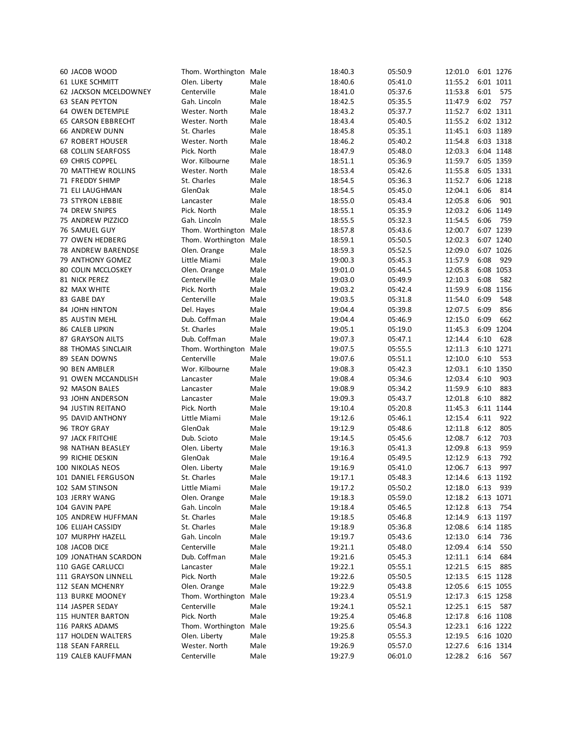| | | | | | | | |
|---|---|---|---|---|---|---|---|
| 60 JACOB WOOD | Thom. Worthington | Male | 18:40.3 | 05:50.9 | 12:01.0 | 6:01 | 1276 |
| 61 LUKE SCHMITT | Olen. Liberty | Male | 18:40.6 | 05:41.0 | 11:55.2 | 6:01 | 1011 |
| 62 JACKSON MCELDOWNEY | Centerville | Male | 18:41.0 | 05:37.6 | 11:53.8 | 6:01 | 575 |
| 63 SEAN PEYTON | Gah. Lincoln | Male | 18:42.5 | 05:35.5 | 11:47.9 | 6:02 | 757 |
| 64 OWEN DETEMPLE | Wester. North | Male | 18:43.2 | 05:37.7 | 11:52.7 | 6:02 | 1311 |
| 65 CARSON EBBRECHT | Wester. North | Male | 18:43.4 | 05:40.5 | 11:55.2 | 6:02 | 1312 |
| 66 ANDREW DUNN | St. Charles | Male | 18:45.8 | 05:35.1 | 11:45.1 | 6:03 | 1189 |
| 67 ROBERT HOUSER | Wester. North | Male | 18:46.2 | 05:40.2 | 11:54.8 | 6:03 | 1318 |
| 68 COLLIN SEARFOSS | Pick. North | Male | 18:47.9 | 05:48.0 | 12:03.3 | 6:04 | 1148 |
| 69 CHRIS COPPEL | Wor. Kilbourne | Male | 18:51.1 | 05:36.9 | 11:59.7 | 6:05 | 1359 |
| 70 MATTHEW ROLLINS | Wester. North | Male | 18:53.4 | 05:42.6 | 11:55.8 | 6:05 | 1331 |
| 71 FREDDY SHIMP | St. Charles | Male | 18:54.5 | 05:36.3 | 11:52.7 | 6:06 | 1218 |
| 71 ELI LAUGHMAN | GlenOak | Male | 18:54.5 | 05:45.0 | 12:04.1 | 6:06 | 814 |
| 73 STYRON LEBBIE | Lancaster | Male | 18:55.0 | 05:43.4 | 12:05.8 | 6:06 | 901 |
| 74 DREW SNIPES | Pick. North | Male | 18:55.1 | 05:35.9 | 12:03.2 | 6:06 | 1149 |
| 75 ANDREW PIZZICO | Gah. Lincoln | Male | 18:55.5 | 05:32.3 | 11:54.5 | 6:06 | 759 |
| 76 SAMUEL GUY | Thom. Worthington | Male | 18:57.8 | 05:43.6 | 12:00.7 | 6:07 | 1239 |
| 77 OWEN HEDBERG | Thom. Worthington | Male | 18:59.1 | 05:50.5 | 12:02.3 | 6:07 | 1240 |
| 78 ANDREW BARENDSE | Olen. Orange | Male | 18:59.3 | 05:52.5 | 12:09.0 | 6:07 | 1026 |
| 79 ANTHONY GOMEZ | Little Miami | Male | 19:00.3 | 05:45.3 | 11:57.9 | 6:08 | 929 |
| 80 COLIN MCCLOSKEY | Olen. Orange | Male | 19:01.0 | 05:44.5 | 12:05.8 | 6:08 | 1053 |
| 81 NICK PEREZ | Centerville | Male | 19:03.0 | 05:49.9 | 12:10.3 | 6:08 | 582 |
| 82 MAX WHITE | Pick. North | Male | 19:03.2 | 05:42.4 | 11:59.9 | 6:08 | 1156 |
| 83 GABE DAY | Centerville | Male | 19:03.5 | 05:31.8 | 11:54.0 | 6:09 | 548 |
| 84 JOHN HINTON | Del. Hayes | Male | 19:04.4 | 05:39.8 | 12:07.5 | 6:09 | 856 |
| 85 AUSTIN MEHL | Dub. Coffman | Male | 19:04.4 | 05:46.9 | 12:15.0 | 6:09 | 662 |
| 86 CALEB LIPKIN | St. Charles | Male | 19:05.1 | 05:19.0 | 11:45.3 | 6:09 | 1204 |
| 87 GRAYSON AILTS | Dub. Coffman | Male | 19:07.3 | 05:47.1 | 12:14.4 | 6:10 | 628 |
| 88 THOMAS SINCLAIR | Thom. Worthington | Male | 19:07.5 | 05:55.5 | 12:11.3 | 6:10 | 1271 |
| 89 SEAN DOWNS | Centerville | Male | 19:07.6 | 05:51.1 | 12:10.0 | 6:10 | 553 |
| 90 BEN AMBLER | Wor. Kilbourne | Male | 19:08.3 | 05:42.3 | 12:03.1 | 6:10 | 1350 |
| 91 OWEN MCCANDLISH | Lancaster | Male | 19:08.4 | 05:34.6 | 12:03.4 | 6:10 | 903 |
| 92 MASON BALES | Lancaster | Male | 19:08.9 | 05:34.2 | 11:59.9 | 6:10 | 883 |
| 93 JOHN ANDERSON | Lancaster | Male | 19:09.3 | 05:43.7 | 12:01.8 | 6:10 | 882 |
| 94 JUSTIN REITANO | Pick. North | Male | 19:10.4 | 05:20.8 | 11:45.3 | 6:11 | 1144 |
| 95 DAVID ANTHONY | Little Miami | Male | 19:12.6 | 05:46.1 | 12:15.4 | 6:11 | 922 |
| 96 TROY GRAY | GlenOak | Male | 19:12.9 | 05:48.6 | 12:11.8 | 6:12 | 805 |
| 97 JACK FRITCHIE | Dub. Scioto | Male | 19:14.5 | 05:45.6 | 12:08.7 | 6:12 | 703 |
| 98 NATHAN BEASLEY | Olen. Liberty | Male | 19:16.3 | 05:41.3 | 12:09.8 | 6:13 | 959 |
| 99 RICHIE DESKIN | GlenOak | Male | 19:16.4 | 05:49.5 | 12:12.9 | 6:13 | 792 |
| 100 NIKOLAS NEOS | Olen. Liberty | Male | 19:16.9 | 05:41.0 | 12:06.7 | 6:13 | 997 |
| 101 DANIEL FERGUSON | St. Charles | Male | 19:17.1 | 05:48.3 | 12:14.6 | 6:13 | 1192 |
| 102 SAM STINSON | Little Miami | Male | 19:17.2 | 05:50.2 | 12:18.0 | 6:13 | 939 |
| 103 JERRY WANG | Olen. Orange | Male | 19:18.3 | 05:59.0 | 12:18.2 | 6:13 | 1071 |
| 104 GAVIN PAPE | Gah. Lincoln | Male | 19:18.4 | 05:46.5 | 12:12.8 | 6:13 | 754 |
| 105 ANDREW HUFFMAN | St. Charles | Male | 19:18.5 | 05:46.8 | 12:14.9 | 6:13 | 1197 |
| 106 ELIJAH CASSIDY | St. Charles | Male | 19:18.9 | 05:36.8 | 12:08.6 | 6:14 | 1185 |
| 107 MURPHY HAZELL | Gah. Lincoln | Male | 19:19.7 | 05:43.6 | 12:13.0 | 6:14 | 736 |
| 108 JACOB DICE | Centerville | Male | 19:21.1 | 05:48.0 | 12:09.4 | 6:14 | 550 |
| 109 JONATHAN SCARDON | Dub. Coffman | Male | 19:21.6 | 05:45.3 | 12:11.1 | 6:14 | 684 |
| 110 GAGE CARLUCCI | Lancaster | Male | 19:22.1 | 05:55.1 | 12:21.5 | 6:15 | 885 |
| 111 GRAYSON LINNELL | Pick. North | Male | 19:22.6 | 05:50.5 | 12:13.5 | 6:15 | 1128 |
| 112 SEAN MCHENRY | Olen. Orange | Male | 19:22.9 | 05:43.8 | 12:05.6 | 6:15 | 1055 |
| 113 BURKE MOONEY | Thom. Worthington | Male | 19:23.4 | 05:51.9 | 12:17.3 | 6:15 | 1258 |
| 114 JASPER SEDAY | Centerville | Male | 19:24.1 | 05:52.1 | 12:25.1 | 6:15 | 587 |
| 115 HUNTER BARTON | Pick. North | Male | 19:25.4 | 05:46.8 | 12:17.8 | 6:16 | 1108 |
| 116 PARKS ADAMS | Thom. Worthington | Male | 19:25.6 | 05:54.3 | 12:23.1 | 6:16 | 1222 |
| 117 HOLDEN WALTERS | Olen. Liberty | Male | 19:25.8 | 05:55.3 | 12:19.5 | 6:16 | 1020 |
| 118 SEAN FARRELL | Wester. North | Male | 19:26.9 | 05:57.0 | 12:27.6 | 6:16 | 1314 |
| 119 CALEB KAUFFMAN | Centerville | Male | 19:27.9 | 06:01.0 | 12:28.2 | 6:16 | 567 |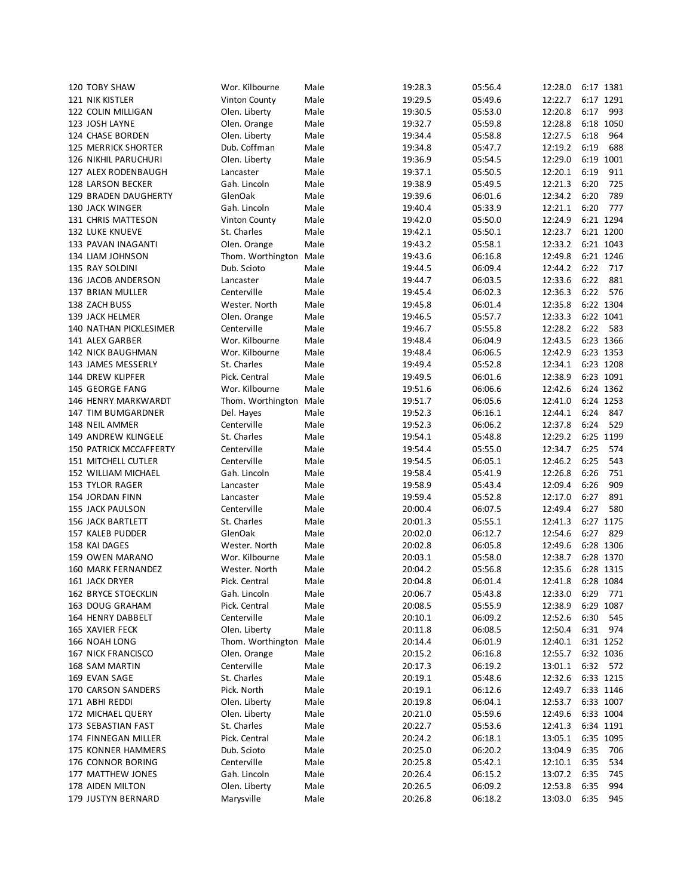| | | | | | | | | |
|---|---|---|---|---|---|---|---|---|
| 120 | TOBY SHAW | Wor. Kilbourne | Male | 19:28.3 | 05:56.4 | 12:28.0 | 6:17 | 1381 |
| 121 | NIK KISTLER | Vinton County | Male | 19:29.5 | 05:49.6 | 12:22.7 | 6:17 | 1291 |
| 122 | COLIN MILLIGAN | Olen. Liberty | Male | 19:30.5 | 05:53.0 | 12:20.8 | 6:17 | 993 |
| 123 | JOSH LAYNE | Olen. Orange | Male | 19:32.7 | 05:59.8 | 12:28.8 | 6:18 | 1050 |
| 124 | CHASE BORDEN | Olen. Liberty | Male | 19:34.4 | 05:58.8 | 12:27.5 | 6:18 | 964 |
| 125 | MERRICK SHORTER | Dub. Coffman | Male | 19:34.8 | 05:47.7 | 12:19.2 | 6:19 | 688 |
| 126 | NIKHIL PARUCHURI | Olen. Liberty | Male | 19:36.9 | 05:54.5 | 12:29.0 | 6:19 | 1001 |
| 127 | ALEX RODENBAUGH | Lancaster | Male | 19:37.1 | 05:50.5 | 12:20.1 | 6:19 | 911 |
| 128 | LARSON BECKER | Gah. Lincoln | Male | 19:38.9 | 05:49.5 | 12:21.3 | 6:20 | 725 |
| 129 | BRADEN DAUGHERTY | GlenOak | Male | 19:39.6 | 06:01.6 | 12:34.2 | 6:20 | 789 |
| 130 | JACK WINGER | Gah. Lincoln | Male | 19:40.4 | 05:33.9 | 12:21.1 | 6:20 | 777 |
| 131 | CHRIS MATTESON | Vinton County | Male | 19:42.0 | 05:50.0 | 12:24.9 | 6:21 | 1294 |
| 132 | LUKE KNUEVE | St. Charles | Male | 19:42.1 | 05:50.1 | 12:23.7 | 6:21 | 1200 |
| 133 | PAVAN INAGANTI | Olen. Orange | Male | 19:43.2 | 05:58.1 | 12:33.2 | 6:21 | 1043 |
| 134 | LIAM JOHNSON | Thom. Worthington | Male | 19:43.6 | 06:16.8 | 12:49.8 | 6:21 | 1246 |
| 135 | RAY SOLDINI | Dub. Scioto | Male | 19:44.5 | 06:09.4 | 12:44.2 | 6:22 | 717 |
| 136 | JACOB ANDERSON | Lancaster | Male | 19:44.7 | 06:03.5 | 12:33.6 | 6:22 | 881 |
| 137 | BRIAN MULLER | Centerville | Male | 19:45.4 | 06:02.3 | 12:36.3 | 6:22 | 576 |
| 138 | ZACH BUSS | Wester. North | Male | 19:45.8 | 06:01.4 | 12:35.8 | 6:22 | 1304 |
| 139 | JACK HELMER | Olen. Orange | Male | 19:46.5 | 05:57.7 | 12:33.3 | 6:22 | 1041 |
| 140 | NATHAN PICKLESIMER | Centerville | Male | 19:46.7 | 05:55.8 | 12:28.2 | 6:22 | 583 |
| 141 | ALEX GARBER | Wor. Kilbourne | Male | 19:48.4 | 06:04.9 | 12:43.5 | 6:23 | 1366 |
| 142 | NICK BAUGHMAN | Wor. Kilbourne | Male | 19:48.4 | 06:06.5 | 12:42.9 | 6:23 | 1353 |
| 143 | JAMES MESSERLY | St. Charles | Male | 19:49.4 | 05:52.8 | 12:34.1 | 6:23 | 1208 |
| 144 | DREW KLIPFER | Pick. Central | Male | 19:49.5 | 06:01.6 | 12:38.9 | 6:23 | 1091 |
| 145 | GEORGE FANG | Wor. Kilbourne | Male | 19:51.6 | 06:06.6 | 12:42.6 | 6:24 | 1362 |
| 146 | HENRY MARKWARDT | Thom. Worthington | Male | 19:51.7 | 06:05.6 | 12:41.0 | 6:24 | 1253 |
| 147 | TIM BUMGARDNER | Del. Hayes | Male | 19:52.3 | 06:16.1 | 12:44.1 | 6:24 | 847 |
| 148 | NEIL AMMER | Centerville | Male | 19:52.3 | 06:06.2 | 12:37.8 | 6:24 | 529 |
| 149 | ANDREW KLINGELE | St. Charles | Male | 19:54.1 | 05:48.8 | 12:29.2 | 6:25 | 1199 |
| 150 | PATRICK MCCAFFERTY | Centerville | Male | 19:54.4 | 05:55.0 | 12:34.7 | 6:25 | 574 |
| 151 | MITCHELL CUTLER | Centerville | Male | 19:54.5 | 06:05.1 | 12:46.2 | 6:25 | 543 |
| 152 | WILLIAM MICHAEL | Gah. Lincoln | Male | 19:58.4 | 05:41.9 | 12:26.8 | 6:26 | 751 |
| 153 | TYLOR RAGER | Lancaster | Male | 19:58.9 | 05:43.4 | 12:09.4 | 6:26 | 909 |
| 154 | JORDAN FINN | Lancaster | Male | 19:59.4 | 05:52.8 | 12:17.0 | 6:27 | 891 |
| 155 | JACK PAULSON | Centerville | Male | 20:00.4 | 06:07.5 | 12:49.4 | 6:27 | 580 |
| 156 | JACK BARTLETT | St. Charles | Male | 20:01.3 | 05:55.1 | 12:41.3 | 6:27 | 1175 |
| 157 | KALEB PUDDER | GlenOak | Male | 20:02.0 | 06:12.7 | 12:54.6 | 6:27 | 829 |
| 158 | KAI DAGES | Wester. North | Male | 20:02.8 | 06:05.8 | 12:49.6 | 6:28 | 1306 |
| 159 | OWEN MARANO | Wor. Kilbourne | Male | 20:03.1 | 05:58.0 | 12:38.7 | 6:28 | 1370 |
| 160 | MARK FERNANDEZ | Wester. North | Male | 20:04.2 | 05:56.8 | 12:35.6 | 6:28 | 1315 |
| 161 | JACK DRYER | Pick. Central | Male | 20:04.8 | 06:01.4 | 12:41.8 | 6:28 | 1084 |
| 162 | BRYCE STOECKLIN | Gah. Lincoln | Male | 20:06.7 | 05:43.8 | 12:33.0 | 6:29 | 771 |
| 163 | DOUG GRAHAM | Pick. Central | Male | 20:08.5 | 05:55.9 | 12:38.9 | 6:29 | 1087 |
| 164 | HENRY DABBELT | Centerville | Male | 20:10.1 | 06:09.2 | 12:52.6 | 6:30 | 545 |
| 165 | XAVIER FECK | Olen. Liberty | Male | 20:11.8 | 06:08.5 | 12:50.4 | 6:31 | 974 |
| 166 | NOAH LONG | Thom. Worthington | Male | 20:14.4 | 06:01.9 | 12:40.1 | 6:31 | 1252 |
| 167 | NICK FRANCISCO | Olen. Orange | Male | 20:15.2 | 06:16.8 | 12:55.7 | 6:32 | 1036 |
| 168 | SAM MARTIN | Centerville | Male | 20:17.3 | 06:19.2 | 13:01.1 | 6:32 | 572 |
| 169 | EVAN SAGE | St. Charles | Male | 20:19.1 | 05:48.6 | 12:32.6 | 6:33 | 1215 |
| 170 | CARSON SANDERS | Pick. North | Male | 20:19.1 | 06:12.6 | 12:49.7 | 6:33 | 1146 |
| 171 | ABHI REDDI | Olen. Liberty | Male | 20:19.8 | 06:04.1 | 12:53.7 | 6:33 | 1007 |
| 172 | MICHAEL QUERY | Olen. Liberty | Male | 20:21.0 | 05:59.6 | 12:49.6 | 6:33 | 1004 |
| 173 | SEBASTIAN FAST | St. Charles | Male | 20:22.7 | 05:53.6 | 12:41.3 | 6:34 | 1191 |
| 174 | FINNEGAN MILLER | Pick. Central | Male | 20:24.2 | 06:18.1 | 13:05.1 | 6:35 | 1095 |
| 175 | KONNER HAMMERS | Dub. Scioto | Male | 20:25.0 | 06:20.2 | 13:04.9 | 6:35 | 706 |
| 176 | CONNOR BORING | Centerville | Male | 20:25.8 | 05:42.1 | 12:10.1 | 6:35 | 534 |
| 177 | MATTHEW JONES | Gah. Lincoln | Male | 20:26.4 | 06:15.2 | 13:07.2 | 6:35 | 745 |
| 178 | AIDEN MILTON | Olen. Liberty | Male | 20:26.5 | 06:09.2 | 12:53.8 | 6:35 | 994 |
| 179 | JUSTYN BERNARD | Marysville | Male | 20:26.8 | 06:18.2 | 13:03.0 | 6:35 | 945 |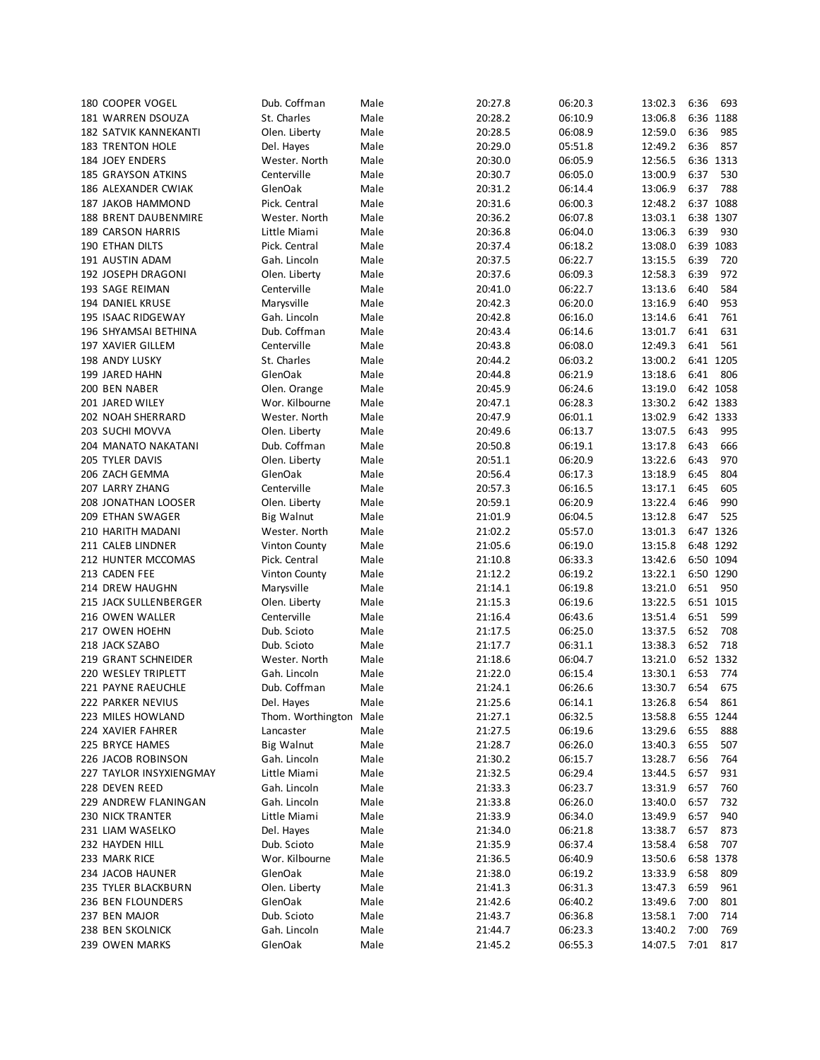| Place | Name | School | Gender | Time | Split 1 | Split 2 | Pace | Bib |
|---|---|---|---|---|---|---|---|---|
| 180 | COOPER VOGEL | Dub. Coffman | Male | 20:27.8 | 06:20.3 | 13:02.3 | 6:36 | 693 |
| 181 | WARREN DSOUZA | St. Charles | Male | 20:28.2 | 06:10.9 | 13:06.8 | 6:36 | 1188 |
| 182 | SATVIK KANNEKANTI | Olen. Liberty | Male | 20:28.5 | 06:08.9 | 12:59.0 | 6:36 | 985 |
| 183 | TRENTON HOLE | Del. Hayes | Male | 20:29.0 | 05:51.8 | 12:49.2 | 6:36 | 857 |
| 184 | JOEY ENDERS | Wester. North | Male | 20:30.0 | 06:05.9 | 12:56.5 | 6:36 | 1313 |
| 185 | GRAYSON ATKINS | Centerville | Male | 20:30.7 | 06:05.0 | 13:00.9 | 6:37 | 530 |
| 186 | ALEXANDER CWIAK | GlenOak | Male | 20:31.2 | 06:14.4 | 13:06.9 | 6:37 | 788 |
| 187 | JAKOB HAMMOND | Pick. Central | Male | 20:31.6 | 06:00.3 | 12:48.2 | 6:37 | 1088 |
| 188 | BRENT DAUBENMIRE | Wester. North | Male | 20:36.2 | 06:07.8 | 13:03.1 | 6:38 | 1307 |
| 189 | CARSON HARRIS | Little Miami | Male | 20:36.8 | 06:04.0 | 13:06.3 | 6:39 | 930 |
| 190 | ETHAN DILTS | Pick. Central | Male | 20:37.4 | 06:18.2 | 13:08.0 | 6:39 | 1083 |
| 191 | AUSTIN ADAM | Gah. Lincoln | Male | 20:37.5 | 06:22.7 | 13:15.5 | 6:39 | 720 |
| 192 | JOSEPH DRAGONI | Olen. Liberty | Male | 20:37.6 | 06:09.3 | 12:58.3 | 6:39 | 972 |
| 193 | SAGE REIMAN | Centerville | Male | 20:41.0 | 06:22.7 | 13:13.6 | 6:40 | 584 |
| 194 | DANIEL KRUSE | Marysville | Male | 20:42.3 | 06:20.0 | 13:16.9 | 6:40 | 953 |
| 195 | ISAAC RIDGEWAY | Gah. Lincoln | Male | 20:42.8 | 06:16.0 | 13:14.6 | 6:41 | 761 |
| 196 | SHYAMSAI BETHINA | Dub. Coffman | Male | 20:43.4 | 06:14.6 | 13:01.7 | 6:41 | 631 |
| 197 | XAVIER GILLEM | Centerville | Male | 20:43.8 | 06:08.0 | 12:49.3 | 6:41 | 561 |
| 198 | ANDY LUSKY | St. Charles | Male | 20:44.2 | 06:03.2 | 13:00.2 | 6:41 | 1205 |
| 199 | JARED HAHN | GlenOak | Male | 20:44.8 | 06:21.9 | 13:18.6 | 6:41 | 806 |
| 200 | BEN NABER | Olen. Orange | Male | 20:45.9 | 06:24.6 | 13:19.0 | 6:42 | 1058 |
| 201 | JARED WILEY | Wor. Kilbourne | Male | 20:47.1 | 06:28.3 | 13:30.2 | 6:42 | 1383 |
| 202 | NOAH SHERRARD | Wester. North | Male | 20:47.9 | 06:01.1 | 13:02.9 | 6:42 | 1333 |
| 203 | SUCHI MOVVA | Olen. Liberty | Male | 20:49.6 | 06:13.7 | 13:07.5 | 6:43 | 995 |
| 204 | MANATO NAKATANI | Dub. Coffman | Male | 20:50.8 | 06:19.1 | 13:17.8 | 6:43 | 666 |
| 205 | TYLER DAVIS | Olen. Liberty | Male | 20:51.1 | 06:20.9 | 13:22.6 | 6:43 | 970 |
| 206 | ZACH GEMMA | GlenOak | Male | 20:56.4 | 06:17.3 | 13:18.9 | 6:45 | 804 |
| 207 | LARRY ZHANG | Centerville | Male | 20:57.3 | 06:16.5 | 13:17.1 | 6:45 | 605 |
| 208 | JONATHAN LOOSER | Olen. Liberty | Male | 20:59.1 | 06:20.9 | 13:22.4 | 6:46 | 990 |
| 209 | ETHAN SWAGER | Big Walnut | Male | 21:01.9 | 06:04.5 | 13:12.8 | 6:47 | 525 |
| 210 | HARITH MADANI | Wester. North | Male | 21:02.2 | 05:57.0 | 13:01.3 | 6:47 | 1326 |
| 211 | CALEB LINDNER | Vinton County | Male | 21:05.6 | 06:19.0 | 13:15.8 | 6:48 | 1292 |
| 212 | HUNTER MCCOMAS | Pick. Central | Male | 21:10.8 | 06:33.3 | 13:42.6 | 6:50 | 1094 |
| 213 | CADEN FEE | Vinton County | Male | 21:12.2 | 06:19.2 | 13:22.1 | 6:50 | 1290 |
| 214 | DREW HAUGHN | Marysville | Male | 21:14.1 | 06:19.8 | 13:21.0 | 6:51 | 950 |
| 215 | JACK SULLENBERGER | Olen. Liberty | Male | 21:15.3 | 06:19.6 | 13:22.5 | 6:51 | 1015 |
| 216 | OWEN WALLER | Centerville | Male | 21:16.4 | 06:43.6 | 13:51.4 | 6:51 | 599 |
| 217 | OWEN HOEHN | Dub. Scioto | Male | 21:17.5 | 06:25.0 | 13:37.5 | 6:52 | 708 |
| 218 | JACK SZABO | Dub. Scioto | Male | 21:17.7 | 06:31.1 | 13:38.3 | 6:52 | 718 |
| 219 | GRANT SCHNEIDER | Wester. North | Male | 21:18.6 | 06:04.7 | 13:21.0 | 6:52 | 1332 |
| 220 | WESLEY TRIPLETT | Gah. Lincoln | Male | 21:22.0 | 06:15.4 | 13:30.1 | 6:53 | 774 |
| 221 | PAYNE RAEUCHLE | Dub. Coffman | Male | 21:24.1 | 06:26.6 | 13:30.7 | 6:54 | 675 |
| 222 | PARKER NEVIUS | Del. Hayes | Male | 21:25.6 | 06:14.1 | 13:26.8 | 6:54 | 861 |
| 223 | MILES HOWLAND | Thom. Worthington | Male | 21:27.1 | 06:32.5 | 13:58.8 | 6:55 | 1244 |
| 224 | XAVIER FAHRER | Lancaster | Male | 21:27.5 | 06:19.6 | 13:29.6 | 6:55 | 888 |
| 225 | BRYCE HAMES | Big Walnut | Male | 21:28.7 | 06:26.0 | 13:40.3 | 6:55 | 507 |
| 226 | JACOB ROBINSON | Gah. Lincoln | Male | 21:30.2 | 06:15.7 | 13:28.7 | 6:56 | 764 |
| 227 | TAYLOR INSYXIENGMAY | Little Miami | Male | 21:32.5 | 06:29.4 | 13:44.5 | 6:57 | 931 |
| 228 | DEVEN REED | Gah. Lincoln | Male | 21:33.3 | 06:23.7 | 13:31.9 | 6:57 | 760 |
| 229 | ANDREW FLANINGAN | Gah. Lincoln | Male | 21:33.8 | 06:26.0 | 13:40.0 | 6:57 | 732 |
| 230 | NICK TRANTER | Little Miami | Male | 21:33.9 | 06:34.0 | 13:49.9 | 6:57 | 940 |
| 231 | LIAM WASELKO | Del. Hayes | Male | 21:34.0 | 06:21.8 | 13:38.7 | 6:57 | 873 |
| 232 | HAYDEN HILL | Dub. Scioto | Male | 21:35.9 | 06:37.4 | 13:58.4 | 6:58 | 707 |
| 233 | MARK RICE | Wor. Kilbourne | Male | 21:36.5 | 06:40.9 | 13:50.6 | 6:58 | 1378 |
| 234 | JACOB HAUNER | GlenOak | Male | 21:38.0 | 06:19.2 | 13:33.9 | 6:58 | 809 |
| 235 | TYLER BLACKBURN | Olen. Liberty | Male | 21:41.3 | 06:31.3 | 13:47.3 | 6:59 | 961 |
| 236 | BEN FLOUNDERS | GlenOak | Male | 21:42.6 | 06:40.2 | 13:49.6 | 7:00 | 801 |
| 237 | BEN MAJOR | Dub. Scioto | Male | 21:43.7 | 06:36.8 | 13:58.1 | 7:00 | 714 |
| 238 | BEN SKOLNICK | Gah. Lincoln | Male | 21:44.7 | 06:23.3 | 13:40.2 | 7:00 | 769 |
| 239 | OWEN MARKS | GlenOak | Male | 21:45.2 | 06:55.3 | 14:07.5 | 7:01 | 817 |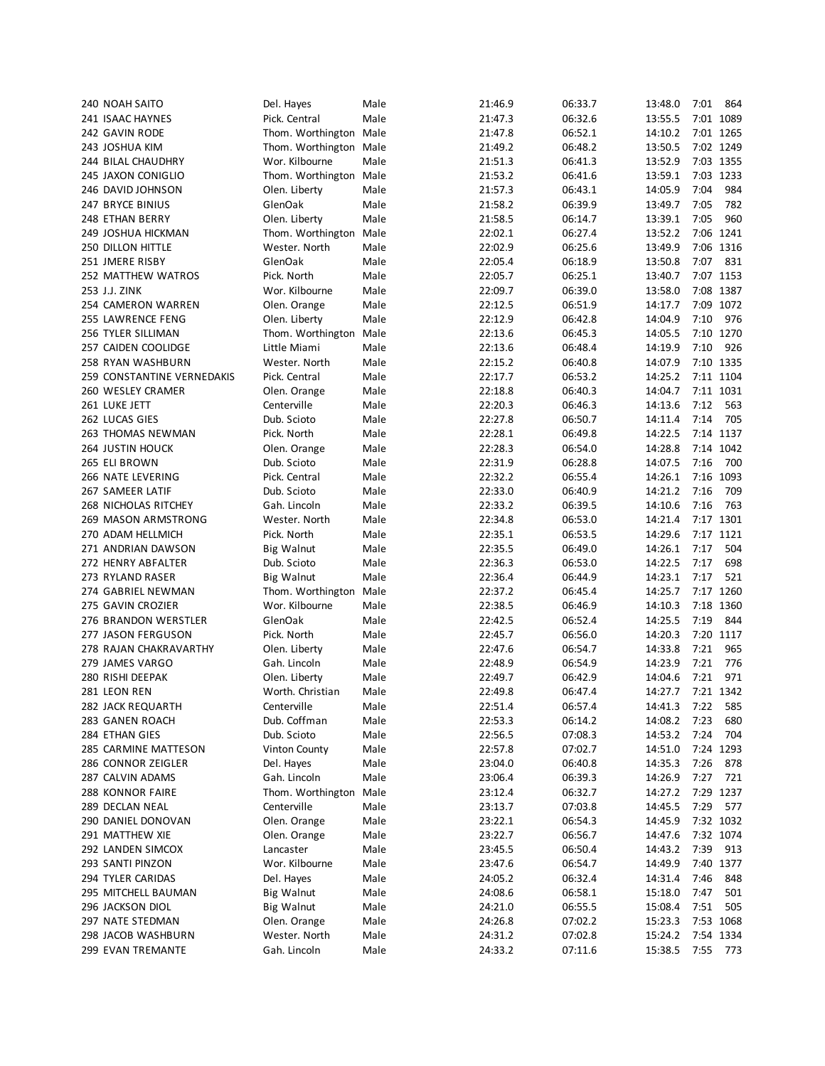| | | | | | | | |
|---|---|---|---|---|---|---|---|
| 240 NOAH SAITO | Del. Hayes | Male | 21:46.9 | 06:33.7 | 13:48.0 | 7:01 | 864 |
| 241 ISAAC HAYNES | Pick. Central | Male | 21:47.3 | 06:32.6 | 13:55.5 | 7:01 | 1089 |
| 242 GAVIN RODE | Thom. Worthington | Male | 21:47.8 | 06:52.1 | 14:10.2 | 7:01 | 1265 |
| 243 JOSHUA KIM | Thom. Worthington | Male | 21:49.2 | 06:48.2 | 13:50.5 | 7:02 | 1249 |
| 244 BILAL CHAUDHRY | Wor. Kilbourne | Male | 21:51.3 | 06:41.3 | 13:52.9 | 7:03 | 1355 |
| 245 JAXON CONIGLIO | Thom. Worthington | Male | 21:53.2 | 06:41.6 | 13:59.1 | 7:03 | 1233 |
| 246 DAVID JOHNSON | Olen. Liberty | Male | 21:57.3 | 06:43.1 | 14:05.9 | 7:04 | 984 |
| 247 BRYCE BINIUS | GlenOak | Male | 21:58.2 | 06:39.9 | 13:49.7 | 7:05 | 782 |
| 248 ETHAN BERRY | Olen. Liberty | Male | 21:58.5 | 06:14.7 | 13:39.1 | 7:05 | 960 |
| 249 JOSHUA HICKMAN | Thom. Worthington | Male | 22:02.1 | 06:27.4 | 13:52.2 | 7:06 | 1241 |
| 250 DILLON HITTLE | Wester. North | Male | 22:02.9 | 06:25.6 | 13:49.9 | 7:06 | 1316 |
| 251 JMERE RISBY | GlenOak | Male | 22:05.4 | 06:18.9 | 13:50.8 | 7:07 | 831 |
| 252 MATTHEW WATROS | Pick. North | Male | 22:05.7 | 06:25.1 | 13:40.7 | 7:07 | 1153 |
| 253 J.J. ZINK | Wor. Kilbourne | Male | 22:09.7 | 06:39.0 | 13:58.0 | 7:08 | 1387 |
| 254 CAMERON WARREN | Olen. Orange | Male | 22:12.5 | 06:51.9 | 14:17.7 | 7:09 | 1072 |
| 255 LAWRENCE FENG | Olen. Liberty | Male | 22:12.9 | 06:42.8 | 14:04.9 | 7:10 | 976 |
| 256 TYLER SILLIMAN | Thom. Worthington | Male | 22:13.6 | 06:45.3 | 14:05.5 | 7:10 | 1270 |
| 257 CAIDEN COOLIDGE | Little Miami | Male | 22:13.6 | 06:48.4 | 14:19.9 | 7:10 | 926 |
| 258 RYAN WASHBURN | Wester. North | Male | 22:15.2 | 06:40.8 | 14:07.9 | 7:10 | 1335 |
| 259 CONSTANTINE VERNEDAKIS | Pick. Central | Male | 22:17.7 | 06:53.2 | 14:25.2 | 7:11 | 1104 |
| 260 WESLEY CRAMER | Olen. Orange | Male | 22:18.8 | 06:40.3 | 14:04.7 | 7:11 | 1031 |
| 261 LUKE JETT | Centerville | Male | 22:20.3 | 06:46.3 | 14:13.6 | 7:12 | 563 |
| 262 LUCAS GIES | Dub. Scioto | Male | 22:27.8 | 06:50.7 | 14:11.4 | 7:14 | 705 |
| 263 THOMAS NEWMAN | Pick. North | Male | 22:28.1 | 06:49.8 | 14:22.5 | 7:14 | 1137 |
| 264 JUSTIN HOUCK | Olen. Orange | Male | 22:28.3 | 06:54.0 | 14:28.8 | 7:14 | 1042 |
| 265 ELI BROWN | Dub. Scioto | Male | 22:31.9 | 06:28.8 | 14:07.5 | 7:16 | 700 |
| 266 NATE LEVERING | Pick. Central | Male | 22:32.2 | 06:55.4 | 14:26.1 | 7:16 | 1093 |
| 267 SAMEER LATIF | Dub. Scioto | Male | 22:33.0 | 06:40.9 | 14:21.2 | 7:16 | 709 |
| 268 NICHOLAS RITCHEY | Gah. Lincoln | Male | 22:33.2 | 06:39.5 | 14:10.6 | 7:16 | 763 |
| 269 MASON ARMSTRONG | Wester. North | Male | 22:34.8 | 06:53.0 | 14:21.4 | 7:17 | 1301 |
| 270 ADAM HELLMICH | Pick. North | Male | 22:35.1 | 06:53.5 | 14:29.6 | 7:17 | 1121 |
| 271 ANDRIAN DAWSON | Big Walnut | Male | 22:35.5 | 06:49.0 | 14:26.1 | 7:17 | 504 |
| 272 HENRY ABFALTER | Dub. Scioto | Male | 22:36.3 | 06:53.0 | 14:22.5 | 7:17 | 698 |
| 273 RYLAND RASER | Big Walnut | Male | 22:36.4 | 06:44.9 | 14:23.1 | 7:17 | 521 |
| 274 GABRIEL NEWMAN | Thom. Worthington | Male | 22:37.2 | 06:45.4 | 14:25.7 | 7:17 | 1260 |
| 275 GAVIN CROZIER | Wor. Kilbourne | Male | 22:38.5 | 06:46.9 | 14:10.3 | 7:18 | 1360 |
| 276 BRANDON WERSTLER | GlenOak | Male | 22:42.5 | 06:52.4 | 14:25.5 | 7:19 | 844 |
| 277 JASON FERGUSON | Pick. North | Male | 22:45.7 | 06:56.0 | 14:20.3 | 7:20 | 1117 |
| 278 RAJAN CHAKRAVARTHY | Olen. Liberty | Male | 22:47.6 | 06:54.7 | 14:33.8 | 7:21 | 965 |
| 279 JAMES VARGO | Gah. Lincoln | Male | 22:48.9 | 06:54.9 | 14:23.9 | 7:21 | 776 |
| 280 RISHI DEEPAK | Olen. Liberty | Male | 22:49.7 | 06:42.9 | 14:04.6 | 7:21 | 971 |
| 281 LEON REN | Worth. Christian | Male | 22:49.8 | 06:47.4 | 14:27.7 | 7:21 | 1342 |
| 282 JACK REQUARTH | Centerville | Male | 22:51.4 | 06:57.4 | 14:41.3 | 7:22 | 585 |
| 283 GANEN ROACH | Dub. Coffman | Male | 22:53.3 | 06:14.2 | 14:08.2 | 7:23 | 680 |
| 284 ETHAN GIES | Dub. Scioto | Male | 22:56.5 | 07:08.3 | 14:53.2 | 7:24 | 704 |
| 285 CARMINE MATTESON | Vinton County | Male | 22:57.8 | 07:02.7 | 14:51.0 | 7:24 | 1293 |
| 286 CONNOR ZEIGLER | Del. Hayes | Male | 23:04.0 | 06:40.8 | 14:35.3 | 7:26 | 878 |
| 287 CALVIN ADAMS | Gah. Lincoln | Male | 23:06.4 | 06:39.3 | 14:26.9 | 7:27 | 721 |
| 288 KONNOR FAIRE | Thom. Worthington | Male | 23:12.4 | 06:32.7 | 14:27.2 | 7:29 | 1237 |
| 289 DECLAN NEAL | Centerville | Male | 23:13.7 | 07:03.8 | 14:45.5 | 7:29 | 577 |
| 290 DANIEL DONOVAN | Olen. Orange | Male | 23:22.1 | 06:54.3 | 14:45.9 | 7:32 | 1032 |
| 291 MATTHEW XIE | Olen. Orange | Male | 23:22.7 | 06:56.7 | 14:47.6 | 7:32 | 1074 |
| 292 LANDEN SIMCOX | Lancaster | Male | 23:45.5 | 06:50.4 | 14:43.2 | 7:39 | 913 |
| 293 SANTI PINZON | Wor. Kilbourne | Male | 23:47.6 | 06:54.7 | 14:49.9 | 7:40 | 1377 |
| 294 TYLER CARIDAS | Del. Hayes | Male | 24:05.2 | 06:32.4 | 14:31.4 | 7:46 | 848 |
| 295 MITCHELL BAUMAN | Big Walnut | Male | 24:08.6 | 06:58.1 | 15:18.0 | 7:47 | 501 |
| 296 JACKSON DIOL | Big Walnut | Male | 24:21.0 | 06:55.5 | 15:08.4 | 7:51 | 505 |
| 297 NATE STEDMAN | Olen. Orange | Male | 24:26.8 | 07:02.2 | 15:23.3 | 7:53 | 1068 |
| 298 JACOB WASHBURN | Wester. North | Male | 24:31.2 | 07:02.8 | 15:24.2 | 7:54 | 1334 |
| 299 EVAN TREMANTE | Gah. Lincoln | Male | 24:33.2 | 07:11.6 | 15:38.5 | 7:55 | 773 |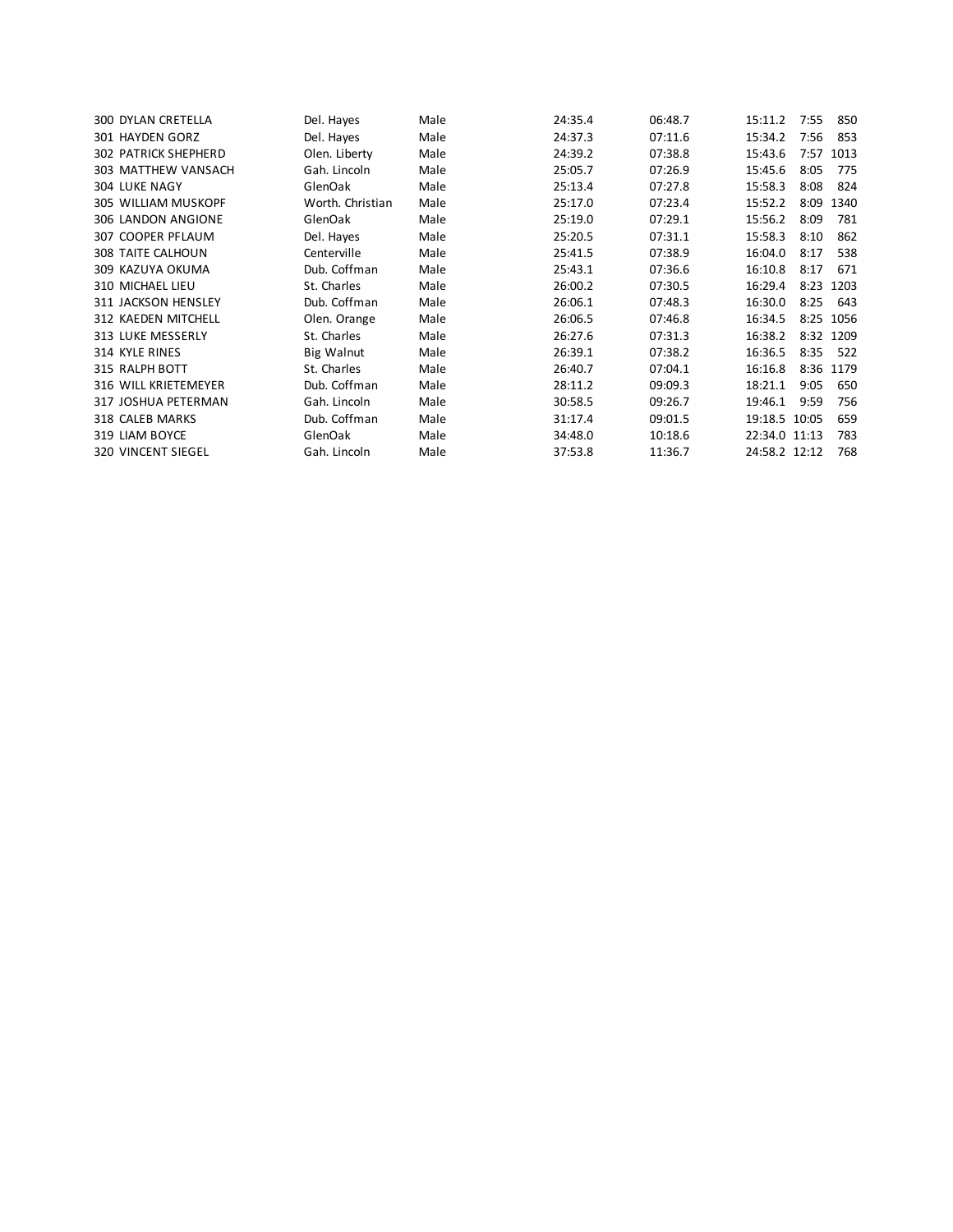| | | | | | | | | |
|---|---|---|---|---|---|---|---|---|
| 300 | DYLAN CRETELLA | Del. Hayes | Male | 24:35.4 | 06:48.7 | 15:11.2 | 7:55 | 850 |
| 301 | HAYDEN GORZ | Del. Hayes | Male | 24:37.3 | 07:11.6 | 15:34.2 | 7:56 | 853 |
| 302 | PATRICK SHEPHERD | Olen. Liberty | Male | 24:39.2 | 07:38.8 | 15:43.6 | 7:57 | 1013 |
| 303 | MATTHEW VANSACH | Gah. Lincoln | Male | 25:05.7 | 07:26.9 | 15:45.6 | 8:05 | 775 |
| 304 | LUKE NAGY | GlenOak | Male | 25:13.4 | 07:27.8 | 15:58.3 | 8:08 | 824 |
| 305 | WILLIAM MUSKOPF | Worth. Christian | Male | 25:17.0 | 07:23.4 | 15:52.2 | 8:09 | 1340 |
| 306 | LANDON ANGIONE | GlenOak | Male | 25:19.0 | 07:29.1 | 15:56.2 | 8:09 | 781 |
| 307 | COOPER PFLAUM | Del. Hayes | Male | 25:20.5 | 07:31.1 | 15:58.3 | 8:10 | 862 |
| 308 | TAITE CALHOUN | Centerville | Male | 25:41.5 | 07:38.9 | 16:04.0 | 8:17 | 538 |
| 309 | KAZUYA OKUMA | Dub. Coffman | Male | 25:43.1 | 07:36.6 | 16:10.8 | 8:17 | 671 |
| 310 | MICHAEL LIEU | St. Charles | Male | 26:00.2 | 07:30.5 | 16:29.4 | 8:23 | 1203 |
| 311 | JACKSON HENSLEY | Dub. Coffman | Male | 26:06.1 | 07:48.3 | 16:30.0 | 8:25 | 643 |
| 312 | KAEDEN MITCHELL | Olen. Orange | Male | 26:06.5 | 07:46.8 | 16:34.5 | 8:25 | 1056 |
| 313 | LUKE MESSERLY | St. Charles | Male | 26:27.6 | 07:31.3 | 16:38.2 | 8:32 | 1209 |
| 314 | KYLE RINES | Big Walnut | Male | 26:39.1 | 07:38.2 | 16:36.5 | 8:35 | 522 |
| 315 | RALPH BOTT | St. Charles | Male | 26:40.7 | 07:04.1 | 16:16.8 | 8:36 | 1179 |
| 316 | WILL KRIETEMEYER | Dub. Coffman | Male | 28:11.2 | 09:09.3 | 18:21.1 | 9:05 | 650 |
| 317 | JOSHUA PETERMAN | Gah. Lincoln | Male | 30:58.5 | 09:26.7 | 19:46.1 | 9:59 | 756 |
| 318 | CALEB MARKS | Dub. Coffman | Male | 31:17.4 | 09:01.5 | 19:18.5 | 10:05 | 659 |
| 319 | LIAM BOYCE | GlenOak | Male | 34:48.0 | 10:18.6 | 22:34.0 | 11:13 | 783 |
| 320 | VINCENT SIEGEL | Gah. Lincoln | Male | 37:53.8 | 11:36.7 | 24:58.2 | 12:12 | 768 |